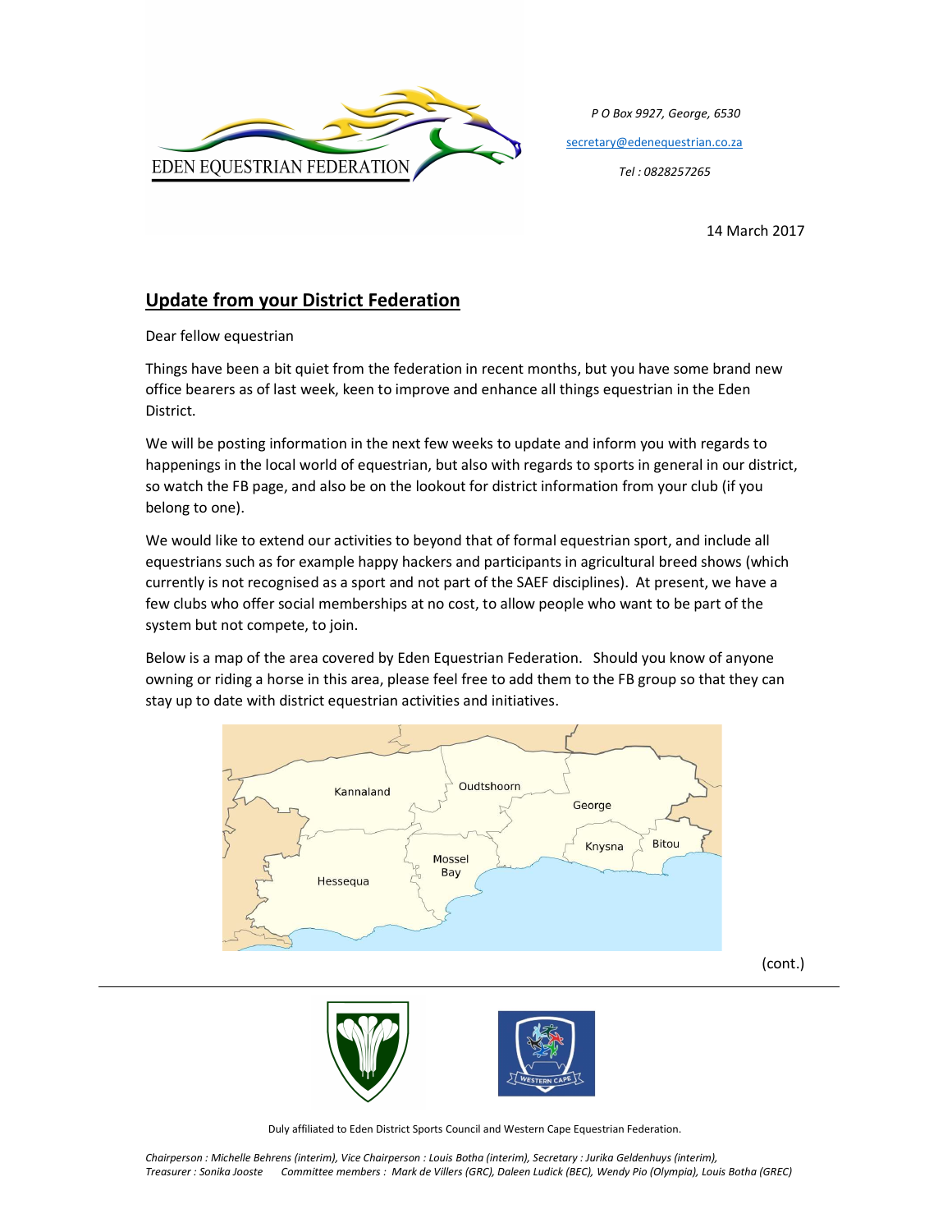EDEN EQUESTRIAN FEDERATION

*P O Box 9927, George, 6530*

secretary@edenequestrian.co.za

*Tel : 0828257265*

14 March 2017

## Update from your District Federation

Dear fellow equestrian

Things have been a bit quiet from the federation in recent months, but you have some brand new office bearers as of last week, keen to improve and enhance all things equestrian in the Eden District.

We will be posting information in the next few weeks to update and inform you with regards to happenings in the local world of equestrian, but also with regards to sports in general in our district, so watch the FB page, and also be on the lookout for district information from your club (if you belong to one).

We would like to extend our activities to beyond that of formal equestrian sport, and include all equestrians such as for example happy hackers and participants in agricultural breed shows (which currently is not recognised as a sport and not part of the SAEF disciplines). At present, we have a few clubs who offer social memberships at no cost, to allow people who want to be part of the system but not compete, to join.

Below is a map of the area covered by Eden Equestrian Federation. Should you know of anyone owning or riding a horse in this area, please feel free to add them to the FB group so that they can stay up to date with district equestrian activities and initiatives.

Kannaland, Oudtshoorn, George, Knysna, Bitou, Mossel Bay, Hessequa

(cont.)

Duly affiliated to Eden District Sports Council and Western Cape Equestrian Federation.

*Chairperson : Michelle Behrens (interim), Vice Chairperson : Louis Botha (interim), Secretary : Jurika Geldenhuys (interim), Treasurer : Sonika Jooste Committee members : Mark de Villers (GRC), Daleen Ludick (BEC), Wendy Pio (Olympia), Louis Botha (GREC)*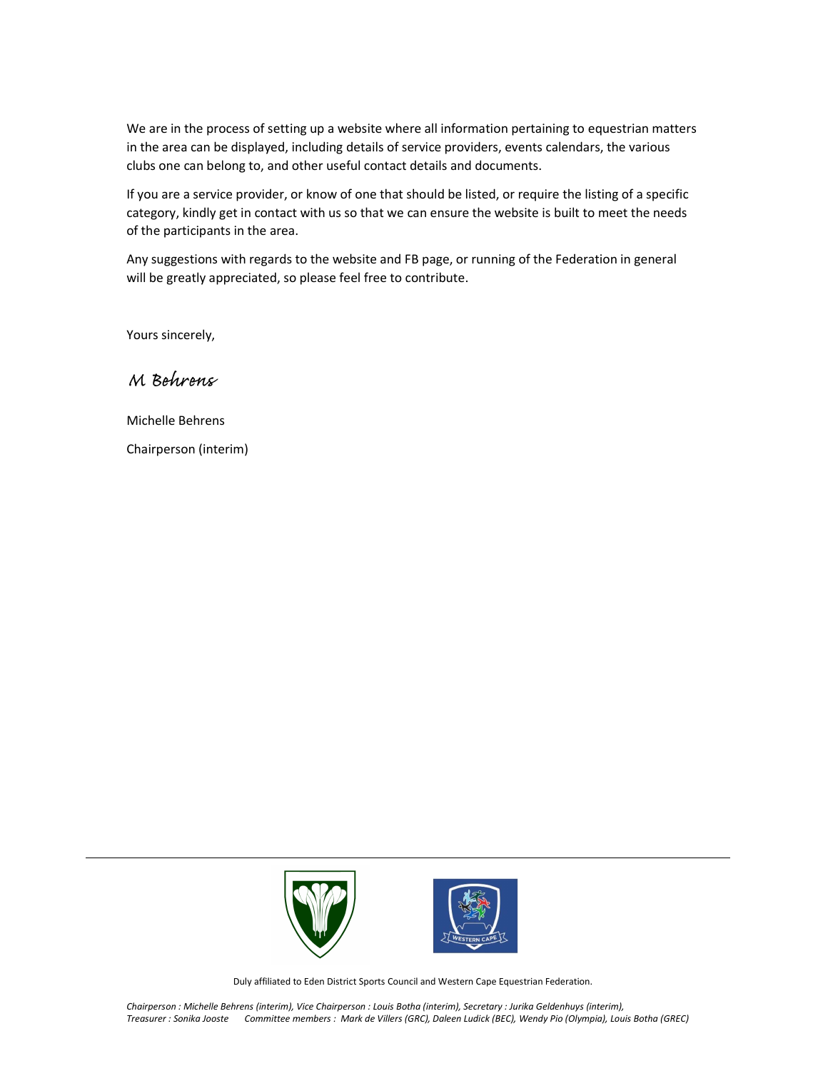We are in the process of setting up a website where all information pertaining to equestrian matters in the area can be displayed, including details of service providers, events calendars, the various clubs one can belong to, and other useful contact details and documents.

If you are a service provider, or know of one that should be listed, or require the listing of a specific category, kindly get in contact with us so that we can ensure the website is built to meet the needs of the participants in the area.

Any suggestions with regards to the website and FB page, or running of the Federation in general will be greatly appreciated, so please feel free to contribute.

Yours sincerely,

*M Behrens*

Michelle Behrens

Chairperson (interim)

---

Duly affiliated to Eden District Sports Council and Western Cape Equestrian Federation.

*Chairperson : Michelle Behrens (interim), Vice Chairperson : Louis Botha (interim), Secretary : Jurika Geldenhuys (interim), Treasurer : Sonika Jooste Committee members : Mark de Villers (GRC), Daleen Ludick (BEC), Wendy Pio (Olympia), Louis Botha (GREC)*